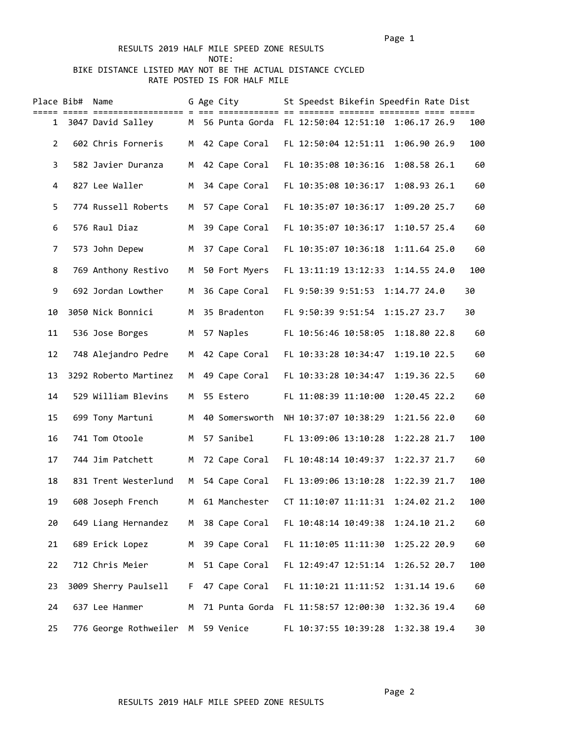RESULTS 2019 HALF MILE SPEED ZONE RESULTS

NOTE:

BIKE DISTANCE LISTED MAY NOT BE THE ACTUAL DISTANCE CYCLED

RATE POSTED IS FOR HALF MILE

| Place | Bib# | Name | G | Age | City | St | Speedst | Bikefin | Speedfin | Rate | Dist |
|---|---|---|---|---|---|---|---|---|---|---|---|
| 1 | 3047 | David Salley | M | 56 | Punta Gorda | FL | 12:50:04 | 12:51:10 | 1:06.17 | 26.9 | 100 |
| 2 | 602 | Chris Forneris | M | 42 | Cape Coral | FL | 12:50:04 | 12:51:11 | 1:06.90 | 26.9 | 100 |
| 3 | 582 | Javier Duranza | M | 42 | Cape Coral | FL | 10:35:08 | 10:36:16 | 1:08.58 | 26.1 | 60 |
| 4 | 827 | Lee Waller | M | 34 | Cape Coral | FL | 10:35:08 | 10:36:17 | 1:08.93 | 26.1 | 60 |
| 5 | 774 | Russell Roberts | M | 57 | Cape Coral | FL | 10:35:07 | 10:36:17 | 1:09.20 | 25.7 | 60 |
| 6 | 576 | Raul Diaz | M | 39 | Cape Coral | FL | 10:35:07 | 10:36:17 | 1:10.57 | 25.4 | 60 |
| 7 | 573 | John Depew | M | 37 | Cape Coral | FL | 10:35:07 | 10:36:18 | 1:11.64 | 25.0 | 60 |
| 8 | 769 | Anthony Restivo | M | 50 | Fort Myers | FL | 13:11:19 | 13:12:33 | 1:14.55 | 24.0 | 100 |
| 9 | 692 | Jordan Lowther | M | 36 | Cape Coral | FL | 9:50:39 | 9:51:53 | 1:14.77 | 24.0 | 30 |
| 10 | 3050 | Nick Bonnici | M | 35 | Bradenton | FL | 9:50:39 | 9:51:54 | 1:15.27 | 23.7 | 30 |
| 11 | 536 | Jose Borges | M | 57 | Naples | FL | 10:56:46 | 10:58:05 | 1:18.80 | 22.8 | 60 |
| 12 | 748 | Alejandro Pedre | M | 42 | Cape Coral | FL | 10:33:28 | 10:34:47 | 1:19.10 | 22.5 | 60 |
| 13 | 3292 | Roberto Martinez | M | 49 | Cape Coral | FL | 10:33:28 | 10:34:47 | 1:19.36 | 22.5 | 60 |
| 14 | 529 | William Blevins | M | 55 | Estero | FL | 11:08:39 | 11:10:00 | 1:20.45 | 22.2 | 60 |
| 15 | 699 | Tony Martuni | M | 40 | Somersworth | NH | 10:37:07 | 10:38:29 | 1:21.56 | 22.0 | 60 |
| 16 | 741 | Tom Otoole | M | 57 | Sanibel | FL | 13:09:06 | 13:10:28 | 1:22.28 | 21.7 | 100 |
| 17 | 744 | Jim Patchett | M | 72 | Cape Coral | FL | 10:48:14 | 10:49:37 | 1:22.37 | 21.7 | 60 |
| 18 | 831 | Trent Westerlund | M | 54 | Cape Coral | FL | 13:09:06 | 13:10:28 | 1:22.39 | 21.7 | 100 |
| 19 | 608 | Joseph French | M | 61 | Manchester | CT | 11:10:07 | 11:11:31 | 1:24.02 | 21.2 | 100 |
| 20 | 649 | Liang Hernandez | M | 38 | Cape Coral | FL | 10:48:14 | 10:49:38 | 1:24.10 | 21.2 | 60 |
| 21 | 689 | Erick Lopez | M | 39 | Cape Coral | FL | 11:10:05 | 11:11:30 | 1:25.22 | 20.9 | 60 |
| 22 | 712 | Chris Meier | M | 51 | Cape Coral | FL | 12:49:47 | 12:51:14 | 1:26.52 | 20.7 | 100 |
| 23 | 3009 | Sherry Paulsell | F | 47 | Cape Coral | FL | 11:10:21 | 11:11:52 | 1:31.14 | 19.6 | 60 |
| 24 | 637 | Lee Hanmer | M | 71 | Punta Gorda | FL | 11:58:57 | 12:00:30 | 1:32.36 | 19.4 | 60 |
| 25 | 776 | George Rothweiler | M | 59 | Venice | FL | 10:37:55 | 10:39:28 | 1:32.38 | 19.4 | 30 |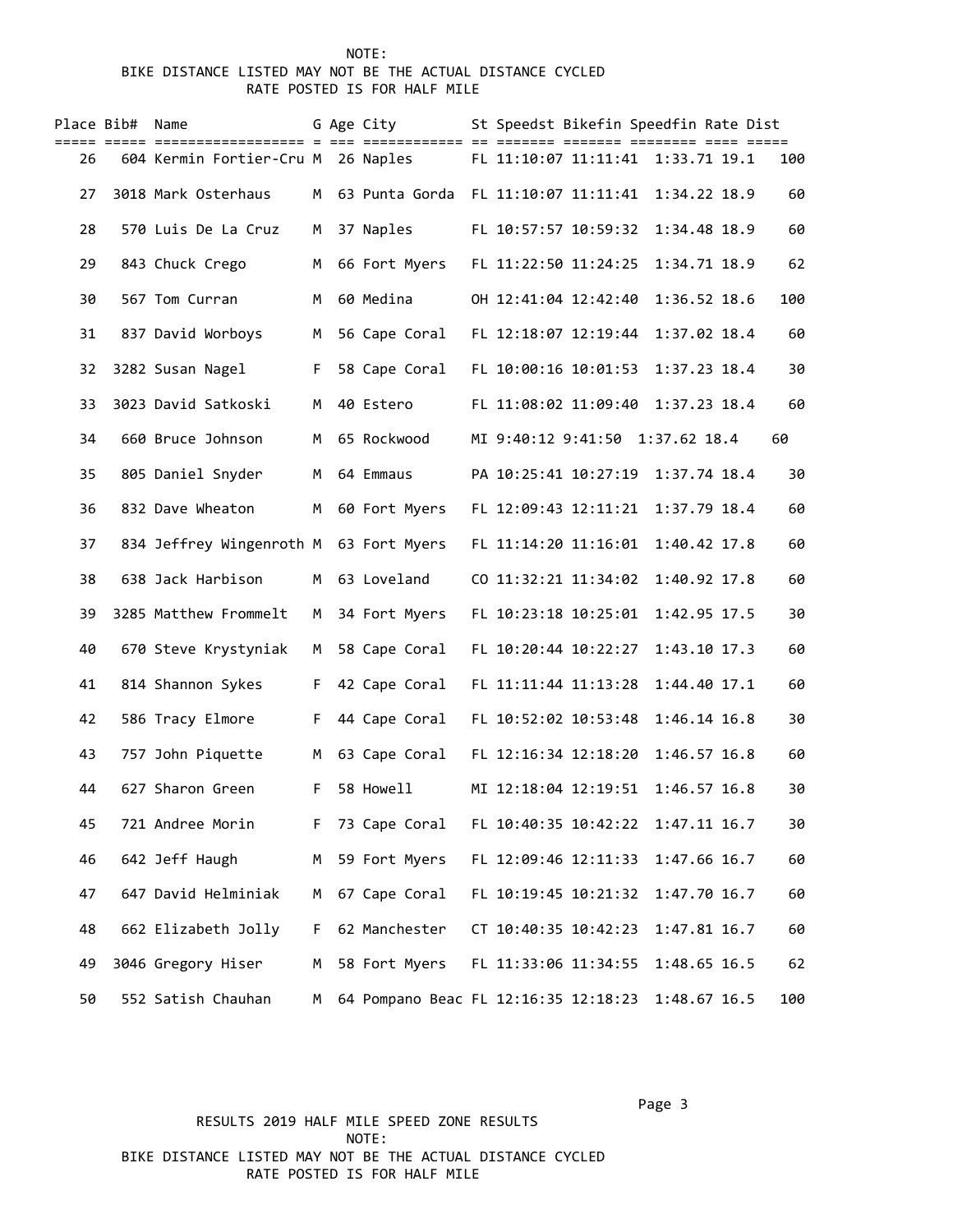NOTE:
BIKE DISTANCE LISTED MAY NOT BE THE ACTUAL DISTANCE CYCLED
RATE POSTED IS FOR HALF MILE

| Place | Bib# | Name | G | Age | City | St | Speedst | Bikefin | Speedfin | Rate | Dist |
|---|---|---|---|---|---|---|---|---|---|---|---|
| 26 | 604 | Kermin Fortier-Cru | M | 26 | Naples | FL | 11:10:07 | 11:11:41 | 1:33.71 | 19.1 | 100 |
| 27 | 3018 | Mark Osterhaus | M | 63 | Punta Gorda | FL | 11:10:07 | 11:11:41 | 1:34.22 | 18.9 | 60 |
| 28 | 570 | Luis De La Cruz | M | 37 | Naples | FL | 10:57:57 | 10:59:32 | 1:34.48 | 18.9 | 60 |
| 29 | 843 | Chuck Crego | M | 66 | Fort Myers | FL | 11:22:50 | 11:24:25 | 1:34.71 | 18.9 | 62 |
| 30 | 567 | Tom Curran | M | 60 | Medina | OH | 12:41:04 | 12:42:40 | 1:36.52 | 18.6 | 100 |
| 31 | 837 | David Worboys | M | 56 | Cape Coral | FL | 12:18:07 | 12:19:44 | 1:37.02 | 18.4 | 60 |
| 32 | 3282 | Susan Nagel | F | 58 | Cape Coral | FL | 10:00:16 | 10:01:53 | 1:37.23 | 18.4 | 30 |
| 33 | 3023 | David Satkoski | M | 40 | Estero | FL | 11:08:02 | 11:09:40 | 1:37.23 | 18.4 | 60 |
| 34 | 660 | Bruce Johnson | M | 65 | Rockwood | MI | 9:40:12 | 9:41:50 | 1:37.62 | 18.4 | 60 |
| 35 | 805 | Daniel Snyder | M | 64 | Emmaus | PA | 10:25:41 | 10:27:19 | 1:37.74 | 18.4 | 30 |
| 36 | 832 | Dave Wheaton | M | 60 | Fort Myers | FL | 12:09:43 | 12:11:21 | 1:37.79 | 18.4 | 60 |
| 37 | 834 | Jeffrey Wingenroth | M | 63 | Fort Myers | FL | 11:14:20 | 11:16:01 | 1:40.42 | 17.8 | 60 |
| 38 | 638 | Jack Harbison | M | 63 | Loveland | CO | 11:32:21 | 11:34:02 | 1:40.92 | 17.8 | 60 |
| 39 | 3285 | Matthew Frommelt | M | 34 | Fort Myers | FL | 10:23:18 | 10:25:01 | 1:42.95 | 17.5 | 30 |
| 40 | 670 | Steve Krystyniak | M | 58 | Cape Coral | FL | 10:20:44 | 10:22:27 | 1:43.10 | 17.3 | 60 |
| 41 | 814 | Shannon Sykes | F | 42 | Cape Coral | FL | 11:11:44 | 11:13:28 | 1:44.40 | 17.1 | 60 |
| 42 | 586 | Tracy Elmore | F | 44 | Cape Coral | FL | 10:52:02 | 10:53:48 | 1:46.14 | 16.8 | 30 |
| 43 | 757 | John Piquette | M | 63 | Cape Coral | FL | 12:16:34 | 12:18:20 | 1:46.57 | 16.8 | 60 |
| 44 | 627 | Sharon Green | F | 58 | Howell | MI | 12:18:04 | 12:19:51 | 1:46.57 | 16.8 | 30 |
| 45 | 721 | Andree Morin | F | 73 | Cape Coral | FL | 10:40:35 | 10:42:22 | 1:47.11 | 16.7 | 30 |
| 46 | 642 | Jeff Haugh | M | 59 | Fort Myers | FL | 12:09:46 | 12:11:33 | 1:47.66 | 16.7 | 60 |
| 47 | 647 | David Helminiak | M | 67 | Cape Coral | FL | 10:19:45 | 10:21:32 | 1:47.70 | 16.7 | 60 |
| 48 | 662 | Elizabeth Jolly | F | 62 | Manchester | CT | 10:40:35 | 10:42:23 | 1:47.81 | 16.7 | 60 |
| 49 | 3046 | Gregory Hiser | M | 58 | Fort Myers | FL | 11:33:06 | 11:34:55 | 1:48.65 | 16.5 | 62 |
| 50 | 552 | Satish Chauhan | M | 64 | Pompano Beac | FL | 12:16:35 | 12:18:23 | 1:48.67 | 16.5 | 100 |

RESULTS 2019 HALF MILE SPEED ZONE RESULTS
NOTE:
BIKE DISTANCE LISTED MAY NOT BE THE ACTUAL DISTANCE CYCLED
RATE POSTED IS FOR HALF MILE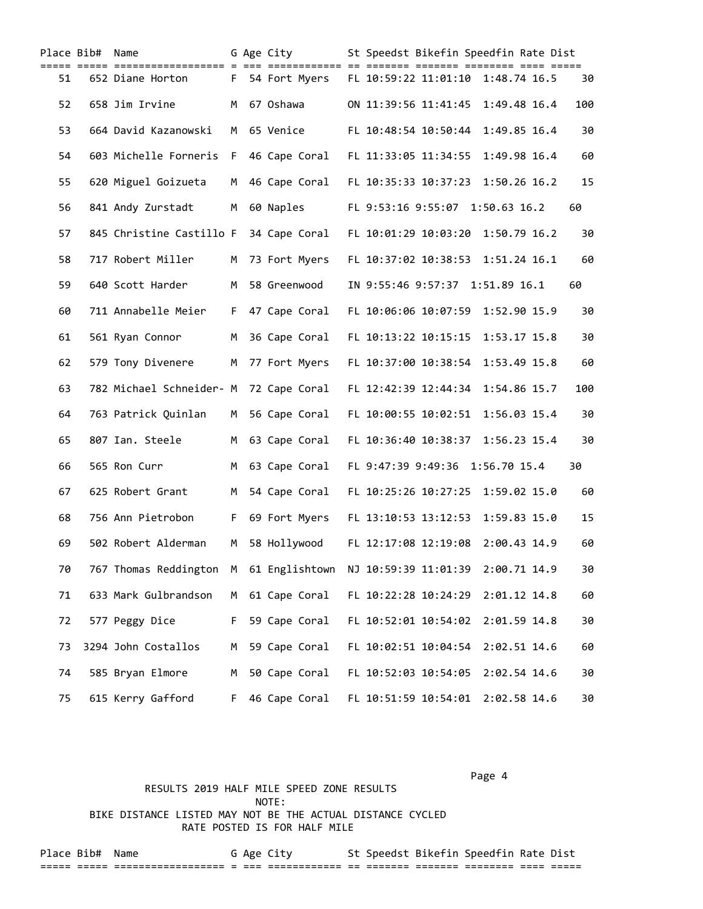| Place | Bib# | Name | G | Age | City | St | Speedst | Bikefin | Speedfin | Rate | Dist |
|---|---|---|---|---|---|---|---|---|---|---|---|
| 51 | 652 | Diane Horton | F | 54 | Fort Myers | FL | 10:59:22 | 11:01:10 | 1:48.74 | 16.5 | 30 |
| 52 | 658 | Jim Irvine | M | 67 | Oshawa | ON | 11:39:56 | 11:41:45 | 1:49.48 | 16.4 | 100 |
| 53 | 664 | David Kazanowski | M | 65 | Venice | FL | 10:48:54 | 10:50:44 | 1:49.85 | 16.4 | 30 |
| 54 | 603 | Michelle Forneris | F | 46 | Cape Coral | FL | 11:33:05 | 11:34:55 | 1:49.98 | 16.4 | 60 |
| 55 | 620 | Miguel Goizueta | M | 46 | Cape Coral | FL | 10:35:33 | 10:37:23 | 1:50.26 | 16.2 | 15 |
| 56 | 841 | Andy Zurstadt | M | 60 | Naples | FL | 9:53:16 | 9:55:07 | 1:50.63 | 16.2 | 60 |
| 57 | 845 | Christine Castillo | F | 34 | Cape Coral | FL | 10:01:29 | 10:03:20 | 1:50.79 | 16.2 | 30 |
| 58 | 717 | Robert Miller | M | 73 | Fort Myers | FL | 10:37:02 | 10:38:53 | 1:51.24 | 16.1 | 60 |
| 59 | 640 | Scott Harder | M | 58 | Greenwood | IN | 9:55:46 | 9:57:37 | 1:51.89 | 16.1 | 60 |
| 60 | 711 | Annabelle Meier | F | 47 | Cape Coral | FL | 10:06:06 | 10:07:59 | 1:52.90 | 15.9 | 30 |
| 61 | 561 | Ryan Connor | M | 36 | Cape Coral | FL | 10:13:22 | 10:15:15 | 1:53.17 | 15.8 | 30 |
| 62 | 579 | Tony Divenere | M | 77 | Fort Myers | FL | 10:37:00 | 10:38:54 | 1:53.49 | 15.8 | 60 |
| 63 | 782 | Michael Schneider- | M | 72 | Cape Coral | FL | 12:42:39 | 12:44:34 | 1:54.86 | 15.7 | 100 |
| 64 | 763 | Patrick Quinlan | M | 56 | Cape Coral | FL | 10:00:55 | 10:02:51 | 1:56.03 | 15.4 | 30 |
| 65 | 807 | Ian. Steele | M | 63 | Cape Coral | FL | 10:36:40 | 10:38:37 | 1:56.23 | 15.4 | 30 |
| 66 | 565 | Ron Curr | M | 63 | Cape Coral | FL | 9:47:39 | 9:49:36 | 1:56.70 | 15.4 | 30 |
| 67 | 625 | Robert Grant | M | 54 | Cape Coral | FL | 10:25:26 | 10:27:25 | 1:59.02 | 15.0 | 60 |
| 68 | 756 | Ann Pietrobon | F | 69 | Fort Myers | FL | 13:10:53 | 13:12:53 | 1:59.83 | 15.0 | 15 |
| 69 | 502 | Robert Alderman | M | 58 | Hollywood | FL | 12:17:08 | 12:19:08 | 2:00.43 | 14.9 | 60 |
| 70 | 767 | Thomas Reddington | M | 61 | Englishtown | NJ | 10:59:39 | 11:01:39 | 2:00.71 | 14.9 | 30 |
| 71 | 633 | Mark Gulbrandson | M | 61 | Cape Coral | FL | 10:22:28 | 10:24:29 | 2:01.12 | 14.8 | 60 |
| 72 | 577 | Peggy Dice | F | 59 | Cape Coral | FL | 10:52:01 | 10:54:02 | 2:01.59 | 14.8 | 30 |
| 73 | 3294 | John Costallos | M | 59 | Cape Coral | FL | 10:02:51 | 10:04:54 | 2:02.51 | 14.6 | 60 |
| 74 | 585 | Bryan Elmore | M | 50 | Cape Coral | FL | 10:52:03 | 10:54:05 | 2:02.54 | 14.6 | 30 |
| 75 | 615 | Kerry Gafford | F | 46 | Cape Coral | FL | 10:51:59 | 10:54:01 | 2:02.58 | 14.6 | 30 |

RESULTS 2019 HALF MILE SPEED ZONE RESULTS

NOTE:

BIKE DISTANCE LISTED MAY NOT BE THE ACTUAL DISTANCE CYCLED

RATE POSTED IS FOR HALF MILE

| Place | Bib# | Name | G | Age | City | St | Speedst | Bikefin | Speedfin | Rate | Dist |
|---|---|---|---|---|---|---|---|---|---|---|---|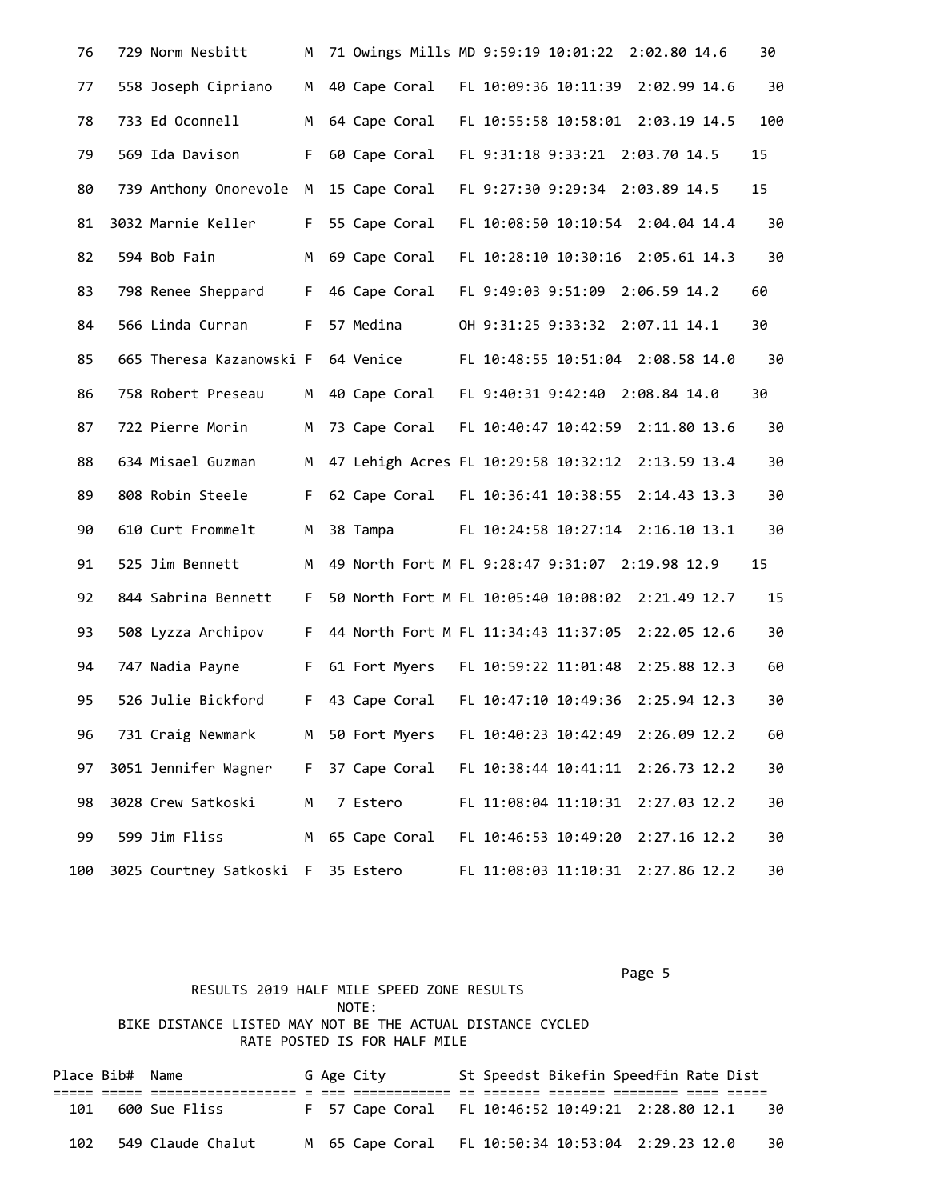| Place | Bib# | Name | G | Age | City | St | Speedst | Bikefin | Speedfin | Rate | Dist |
|---|---|---|---|---|---|---|---|---|---|---|---|
| 76 | 729 | Norm Nesbitt | M | 71 | Owings Mills | MD | 9:59:19 | 10:01:22 | 2:02.80 | 14.6 | 30 |
| 77 | 558 | Joseph Cipriano | M | 40 | Cape Coral | FL | 10:09:36 | 10:11:39 | 2:02.99 | 14.6 | 30 |
| 78 | 733 | Ed Oconnell | M | 64 | Cape Coral | FL | 10:55:58 | 10:58:01 | 2:03.19 | 14.5 | 100 |
| 79 | 569 | Ida Davison | F | 60 | Cape Coral | FL | 9:31:18 | 9:33:21 | 2:03.70 | 14.5 | 15 |
| 80 | 739 | Anthony Onorevole | M | 15 | Cape Coral | FL | 9:27:30 | 9:29:34 | 2:03.89 | 14.5 | 15 |
| 81 | 3032 | Marnie Keller | F | 55 | Cape Coral | FL | 10:08:50 | 10:10:54 | 2:04.04 | 14.4 | 30 |
| 82 | 594 | Bob Fain | M | 69 | Cape Coral | FL | 10:28:10 | 10:30:16 | 2:05.61 | 14.3 | 30 |
| 83 | 798 | Renee Sheppard | F | 46 | Cape Coral | FL | 9:49:03 | 9:51:09 | 2:06.59 | 14.2 | 60 |
| 84 | 566 | Linda Curran | F | 57 | Medina | OH | 9:31:25 | 9:33:32 | 2:07.11 | 14.1 | 30 |
| 85 | 665 | Theresa Kazanowski | F | 64 | Venice | FL | 10:48:55 | 10:51:04 | 2:08.58 | 14.0 | 30 |
| 86 | 758 | Robert Preseau | M | 40 | Cape Coral | FL | 9:40:31 | 9:42:40 | 2:08.84 | 14.0 | 30 |
| 87 | 722 | Pierre Morin | M | 73 | Cape Coral | FL | 10:40:47 | 10:42:59 | 2:11.80 | 13.6 | 30 |
| 88 | 634 | Misael Guzman | M | 47 | Lehigh Acres | FL | 10:29:58 | 10:32:12 | 2:13.59 | 13.4 | 30 |
| 89 | 808 | Robin Steele | F | 62 | Cape Coral | FL | 10:36:41 | 10:38:55 | 2:14.43 | 13.3 | 30 |
| 90 | 610 | Curt Frommelt | M | 38 | Tampa | FL | 10:24:58 | 10:27:14 | 2:16.10 | 13.1 | 30 |
| 91 | 525 | Jim Bennett | M | 49 | North Fort M | FL | 9:28:47 | 9:31:07 | 2:19.98 | 12.9 | 15 |
| 92 | 844 | Sabrina Bennett | F | 50 | North Fort M | FL | 10:05:40 | 10:08:02 | 2:21.49 | 12.7 | 15 |
| 93 | 508 | Lyzza Archipov | F | 44 | North Fort M | FL | 11:34:43 | 11:37:05 | 2:22.05 | 12.6 | 30 |
| 94 | 747 | Nadia Payne | F | 61 | Fort Myers | FL | 10:59:22 | 11:01:48 | 2:25.88 | 12.3 | 60 |
| 95 | 526 | Julie Bickford | F | 43 | Cape Coral | FL | 10:47:10 | 10:49:36 | 2:25.94 | 12.3 | 30 |
| 96 | 731 | Craig Newmark | M | 50 | Fort Myers | FL | 10:40:23 | 10:42:49 | 2:26.09 | 12.2 | 60 |
| 97 | 3051 | Jennifer Wagner | F | 37 | Cape Coral | FL | 10:38:44 | 10:41:11 | 2:26.73 | 12.2 | 30 |
| 98 | 3028 | Crew Satkoski | M | 7 | Estero | FL | 11:08:04 | 11:10:31 | 2:27.03 | 12.2 | 30 |
| 99 | 599 | Jim Fliss | M | 65 | Cape Coral | FL | 10:46:53 | 10:49:20 | 2:27.16 | 12.2 | 30 |
| 100 | 3025 | Courtney Satkoski | F | 35 | Estero | FL | 11:08:03 | 11:10:31 | 2:27.86 | 12.2 | 30 |

RESULTS 2019 HALF MILE SPEED ZONE RESULTS

NOTE:

BIKE DISTANCE LISTED MAY NOT BE THE ACTUAL DISTANCE CYCLED

RATE POSTED IS FOR HALF MILE

| Place | Bib# | Name | G | Age | City | St | Speedst | Bikefin | Speedfin | Rate | Dist |
|---|---|---|---|---|---|---|---|---|---|---|---|
| 101 | 600 | Sue Fliss | F | 57 | Cape Coral | FL | 10:46:52 | 10:49:21 | 2:28.80 | 12.1 | 30 |
| 102 | 549 | Claude Chalut | M | 65 | Cape Coral | FL | 10:50:34 | 10:53:04 | 2:29.23 | 12.0 | 30 |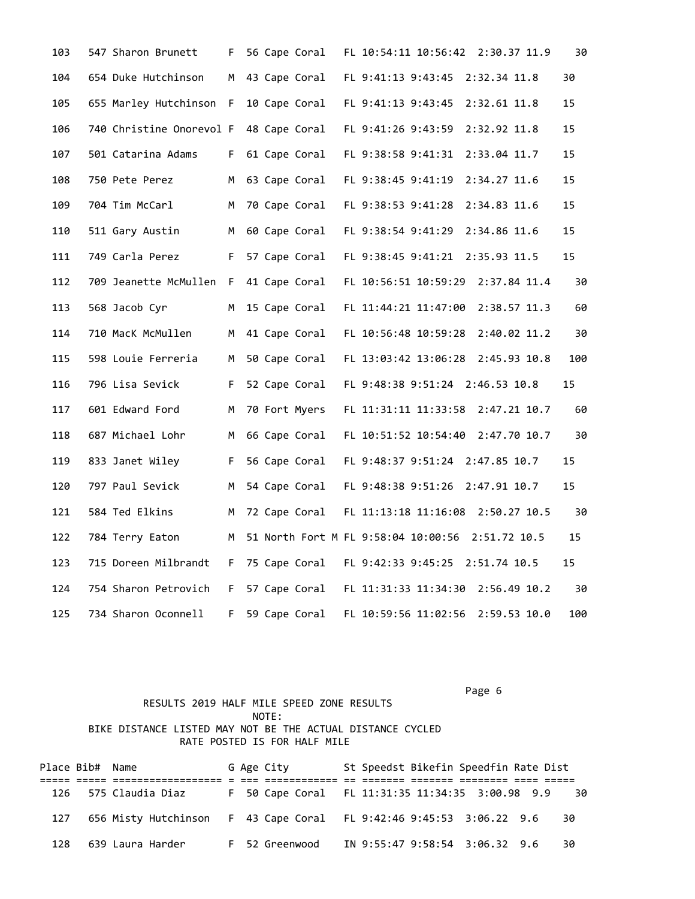| Place | Bib# | Name | G | Age | City | St | Speedst | Bikefin | Speedfin | Rate | Dist |
|---|---|---|---|---|---|---|---|---|---|---|---|
| 103 | 547 | Sharon Brunett | F | 56 | Cape Coral | FL | 10:54:11 | 10:56:42 | 2:30.37 | 11.9 | 30 |
| 104 | 654 | Duke Hutchinson | M | 43 | Cape Coral | FL | 9:41:13 | 9:43:45 | 2:32.34 | 11.8 | 30 |
| 105 | 655 | Marley Hutchinson | F | 10 | Cape Coral | FL | 9:41:13 | 9:43:45 | 2:32.61 | 11.8 | 15 |
| 106 | 740 | Christine Onorevol | F | 48 | Cape Coral | FL | 9:41:26 | 9:43:59 | 2:32.92 | 11.8 | 15 |
| 107 | 501 | Catarina Adams | F | 61 | Cape Coral | FL | 9:38:58 | 9:41:31 | 2:33.04 | 11.7 | 15 |
| 108 | 750 | Pete Perez | M | 63 | Cape Coral | FL | 9:38:45 | 9:41:19 | 2:34.27 | 11.6 | 15 |
| 109 | 704 | Tim McCarl | M | 70 | Cape Coral | FL | 9:38:53 | 9:41:28 | 2:34.83 | 11.6 | 15 |
| 110 | 511 | Gary Austin | M | 60 | Cape Coral | FL | 9:38:54 | 9:41:29 | 2:34.86 | 11.6 | 15 |
| 111 | 749 | Carla Perez | F | 57 | Cape Coral | FL | 9:38:45 | 9:41:21 | 2:35.93 | 11.5 | 15 |
| 112 | 709 | Jeanette McMullen | F | 41 | Cape Coral | FL | 10:56:51 | 10:59:29 | 2:37.84 | 11.4 | 30 |
| 113 | 568 | Jacob Cyr | M | 15 | Cape Coral | FL | 11:44:21 | 11:47:00 | 2:38.57 | 11.3 | 60 |
| 114 | 710 | MacK McMullen | M | 41 | Cape Coral | FL | 10:56:48 | 10:59:28 | 2:40.02 | 11.2 | 30 |
| 115 | 598 | Louie Ferreria | M | 50 | Cape Coral | FL | 13:03:42 | 13:06:28 | 2:45.93 | 10.8 | 100 |
| 116 | 796 | Lisa Sevick | F | 52 | Cape Coral | FL | 9:48:38 | 9:51:24 | 2:46.53 | 10.8 | 15 |
| 117 | 601 | Edward Ford | M | 70 | Fort Myers | FL | 11:31:11 | 11:33:58 | 2:47.21 | 10.7 | 60 |
| 118 | 687 | Michael Lohr | M | 66 | Cape Coral | FL | 10:51:52 | 10:54:40 | 2:47.70 | 10.7 | 30 |
| 119 | 833 | Janet Wiley | F | 56 | Cape Coral | FL | 9:48:37 | 9:51:24 | 2:47.85 | 10.7 | 15 |
| 120 | 797 | Paul Sevick | M | 54 | Cape Coral | FL | 9:48:38 | 9:51:26 | 2:47.91 | 10.7 | 15 |
| 121 | 584 | Ted Elkins | M | 72 | Cape Coral | FL | 11:13:18 | 11:16:08 | 2:50.27 | 10.5 | 30 |
| 122 | 784 | Terry Eaton | M | 51 | North Fort M | FL | 9:58:04 | 10:00:56 | 2:51.72 | 10.5 | 15 |
| 123 | 715 | Doreen Milbrandt | F | 75 | Cape Coral | FL | 9:42:33 | 9:45:25 | 2:51.74 | 10.5 | 15 |
| 124 | 754 | Sharon Petrovich | F | 57 | Cape Coral | FL | 11:31:33 | 11:34:30 | 2:56.49 | 10.2 | 30 |
| 125 | 734 | Sharon Oconnell | F | 59 | Cape Coral | FL | 10:59:56 | 11:02:56 | 2:59.53 | 10.0 | 100 |

RESULTS 2019 HALF MILE SPEED ZONE RESULTS

NOTE:

BIKE DISTANCE LISTED MAY NOT BE THE ACTUAL DISTANCE CYCLED

RATE POSTED IS FOR HALF MILE

| Place | Bib# | Name | G | Age | City | St | Speedst | Bikefin | Speedfin | Rate | Dist |
|---|---|---|---|---|---|---|---|---|---|---|---|
| 126 | 575 | Claudia Diaz | F | 50 | Cape Coral | FL | 11:31:35 | 11:34:35 | 3:00.98 | 9.9 | 30 |
| 127 | 656 | Misty Hutchinson | F | 43 | Cape Coral | FL | 9:42:46 | 9:45:53 | 3:06.22 | 9.6 | 30 |
| 128 | 639 | Laura Harder | F | 52 | Greenwood | IN | 9:55:47 | 9:58:54 | 3:06.32 | 9.6 | 30 |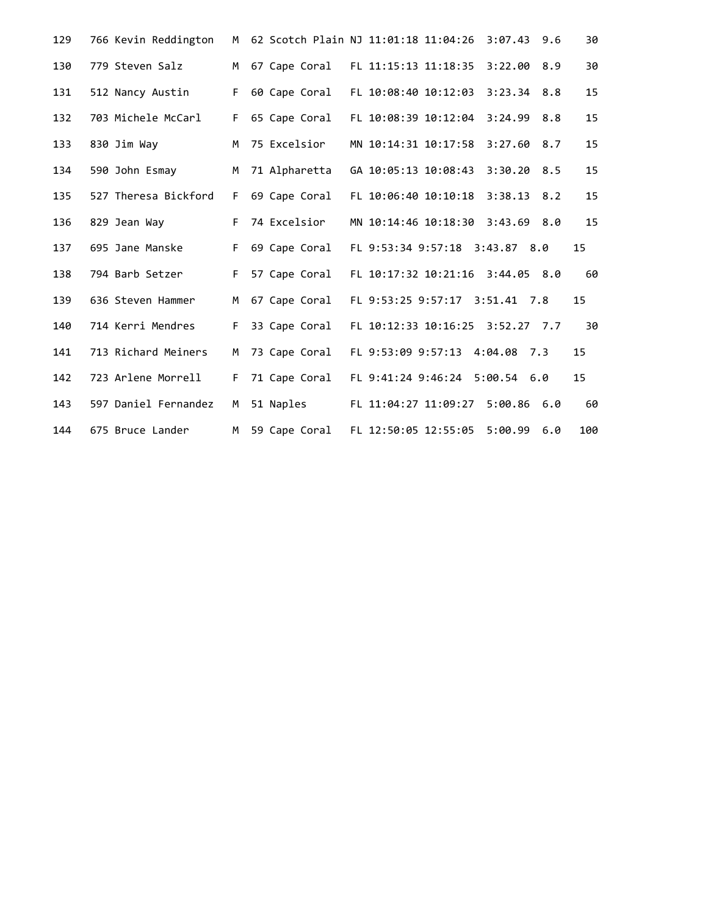| | | | | | | | | | | | | |
|---|---|---|---|---|---|---|---|---|---|---|---|---|
| 129 | 766 | Kevin Reddington | M | 62 | Scotch Plain | NJ | 11:01:18 | 11:04:26 | 3:07.43 | 9.6 | 30 |
| 130 | 779 | Steven Salz | M | 67 | Cape Coral | FL | 11:15:13 | 11:18:35 | 3:22.00 | 8.9 | 30 |
| 131 | 512 | Nancy Austin | F | 60 | Cape Coral | FL | 10:08:40 | 10:12:03 | 3:23.34 | 8.8 | 15 |
| 132 | 703 | Michele McCarl | F | 65 | Cape Coral | FL | 10:08:39 | 10:12:04 | 3:24.99 | 8.8 | 15 |
| 133 | 830 | Jim Way | M | 75 | Excelsior | MN | 10:14:31 | 10:17:58 | 3:27.60 | 8.7 | 15 |
| 134 | 590 | John Esmay | M | 71 | Alpharetta | GA | 10:05:13 | 10:08:43 | 3:30.20 | 8.5 | 15 |
| 135 | 527 | Theresa Bickford | F | 69 | Cape Coral | FL | 10:06:40 | 10:10:18 | 3:38.13 | 8.2 | 15 |
| 136 | 829 | Jean Way | F | 74 | Excelsior | MN | 10:14:46 | 10:18:30 | 3:43.69 | 8.0 | 15 |
| 137 | 695 | Jane Manske | F | 69 | Cape Coral | FL | 9:53:34 | 9:57:18 | 3:43.87 | 8.0 | 15 |
| 138 | 794 | Barb Setzer | F | 57 | Cape Coral | FL | 10:17:32 | 10:21:16 | 3:44.05 | 8.0 | 60 |
| 139 | 636 | Steven Hammer | M | 67 | Cape Coral | FL | 9:53:25 | 9:57:17 | 3:51.41 | 7.8 | 15 |
| 140 | 714 | Kerri Mendres | F | 33 | Cape Coral | FL | 10:12:33 | 10:16:25 | 3:52.27 | 7.7 | 30 |
| 141 | 713 | Richard Meiners | M | 73 | Cape Coral | FL | 9:53:09 | 9:57:13 | 4:04.08 | 7.3 | 15 |
| 142 | 723 | Arlene Morrell | F | 71 | Cape Coral | FL | 9:41:24 | 9:46:24 | 5:00.54 | 6.0 | 15 |
| 143 | 597 | Daniel Fernandez | M | 51 | Naples | FL | 11:04:27 | 11:09:27 | 5:00.86 | 6.0 | 60 |
| 144 | 675 | Bruce Lander | M | 59 | Cape Coral | FL | 12:50:05 | 12:55:05 | 5:00.99 | 6.0 | 100 |